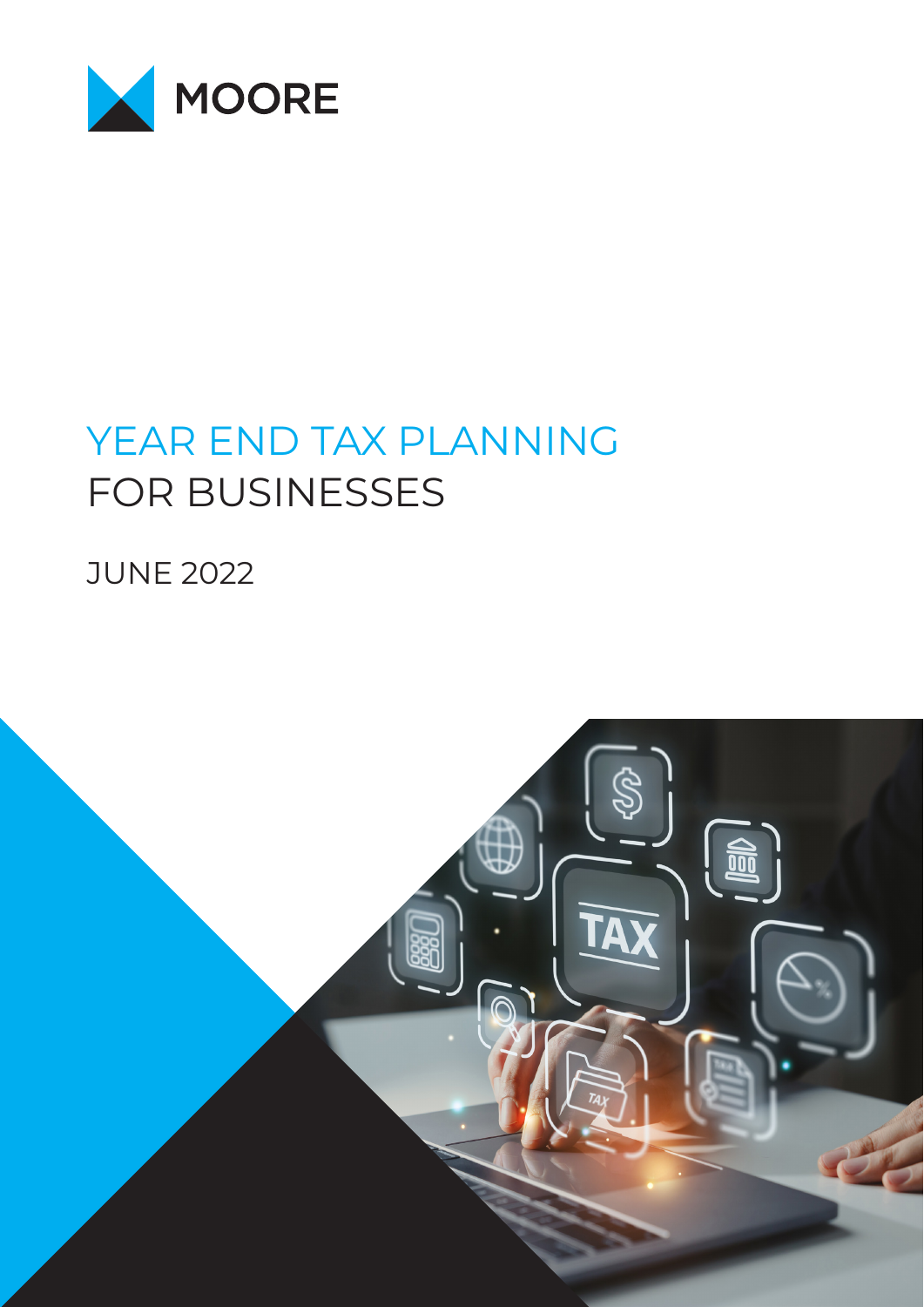MOORE

# YEAR END TAX PLANNING FOR BUSINESSES

JUNE 2022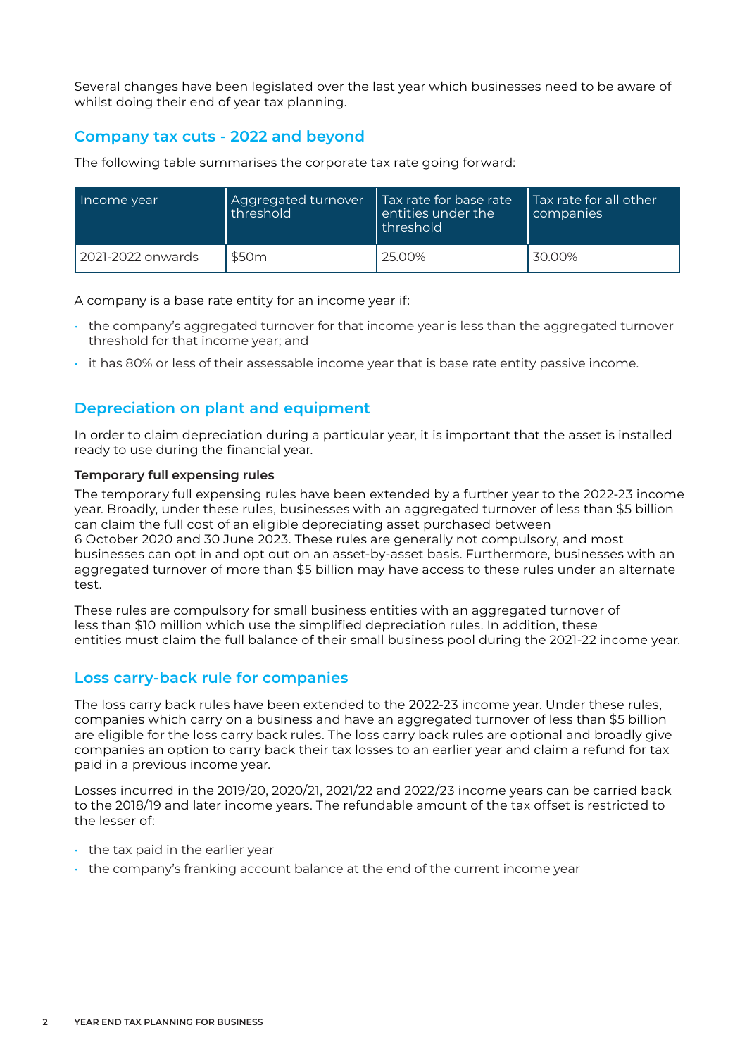Several changes have been legislated over the last year which businesses need to be aware of whilst doing their end of year tax planning.

## Company tax cuts - 2022 and beyond

The following table summarises the corporate tax rate going forward:

| Income year | Aggregated turnover threshold | Tax rate for base rate entities under the threshold | Tax rate for all other companies |
|---|---|---|---|
| 2021-2022 onwards | $50m | 25.00% | 30.00% |

A company is a base rate entity for an income year if:

- the company's aggregated turnover for that income year is less than the aggregated turnover threshold for that income year; and
- it has 80% or less of their assessable income year that is base rate entity passive income.

## Depreciation on plant and equipment

In order to claim depreciation during a particular year, it is important that the asset is installed ready to use during the financial year.

**Temporary full expensing rules**

The temporary full expensing rules have been extended by a further year to the 2022-23 income year. Broadly, under these rules, businesses with an aggregated turnover of less than $5 billion can claim the full cost of an eligible depreciating asset purchased between 6 October 2020 and 30 June 2023. These rules are generally not compulsory, and most businesses can opt in and opt out on an asset-by-asset basis. Furthermore, businesses with an aggregated turnover of more than $5 billion may have access to these rules under an alternate test.

These rules are compulsory for small business entities with an aggregated turnover of less than $10 million which use the simplified depreciation rules. In addition, these entities must claim the full balance of their small business pool during the 2021-22 income year.

## Loss carry-back rule for companies

The loss carry back rules have been extended to the 2022-23 income year. Under these rules, companies which carry on a business and have an aggregated turnover of less than $5 billion are eligible for the loss carry back rules. The loss carry back rules are optional and broadly give companies an option to carry back their tax losses to an earlier year and claim a refund for tax paid in a previous income year.

Losses incurred in the 2019/20, 2020/21, 2021/22 and 2022/23 income years can be carried back to the 2018/19 and later income years. The refundable amount of the tax offset is restricted to the lesser of:

- the tax paid in the earlier year
- the company's franking account balance at the end of the current income year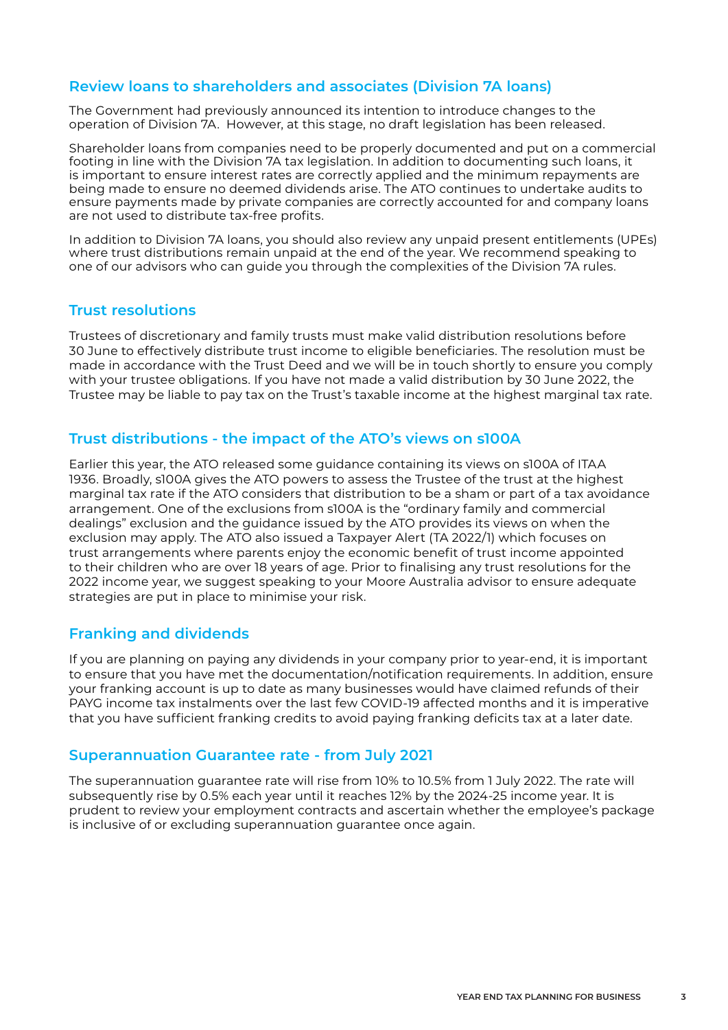## Review loans to shareholders and associates (Division 7A loans)

The Government had previously announced its intention to introduce changes to the operation of Division 7A. However, at this stage, no draft legislation has been released.

Shareholder loans from companies need to be properly documented and put on a commercial footing in line with the Division 7A tax legislation. In addition to documenting such loans, it is important to ensure interest rates are correctly applied and the minimum repayments are being made to ensure no deemed dividends arise. The ATO continues to undertake audits to ensure payments made by private companies are correctly accounted for and company loans are not used to distribute tax-free profits.

In addition to Division 7A loans, you should also review any unpaid present entitlements (UPEs) where trust distributions remain unpaid at the end of the year. We recommend speaking to one of our advisors who can guide you through the complexities of the Division 7A rules.

## Trust resolutions

Trustees of discretionary and family trusts must make valid distribution resolutions before 30 June to effectively distribute trust income to eligible beneficiaries. The resolution must be made in accordance with the Trust Deed and we will be in touch shortly to ensure you comply with your trustee obligations. If you have not made a valid distribution by 30 June 2022, the Trustee may be liable to pay tax on the Trust's taxable income at the highest marginal tax rate.

## Trust distributions - the impact of the ATO's views on s100A

Earlier this year, the ATO released some guidance containing its views on s100A of ITAA 1936. Broadly, s100A gives the ATO powers to assess the Trustee of the trust at the highest marginal tax rate if the ATO considers that distribution to be a sham or part of a tax avoidance arrangement. One of the exclusions from s100A is the "ordinary family and commercial dealings" exclusion and the guidance issued by the ATO provides its views on when the exclusion may apply. The ATO also issued a Taxpayer Alert (TA 2022/1) which focuses on trust arrangements where parents enjoy the economic benefit of trust income appointed to their children who are over 18 years of age. Prior to finalising any trust resolutions for the 2022 income year, we suggest speaking to your Moore Australia advisor to ensure adequate strategies are put in place to minimise your risk.

## Franking and dividends

If you are planning on paying any dividends in your company prior to year-end, it is important to ensure that you have met the documentation/notification requirements. In addition, ensure your franking account is up to date as many businesses would have claimed refunds of their PAYG income tax instalments over the last few COVID-19 affected months and it is imperative that you have sufficient franking credits to avoid paying franking deficits tax at a later date.

## Superannuation Guarantee rate - from July 2021

The superannuation guarantee rate will rise from 10% to 10.5% from 1 July 2022. The rate will subsequently rise by 0.5% each year until it reaches 12% by the 2024-25 income year. It is prudent to review your employment contracts and ascertain whether the employee's package is inclusive of or excluding superannuation guarantee once again.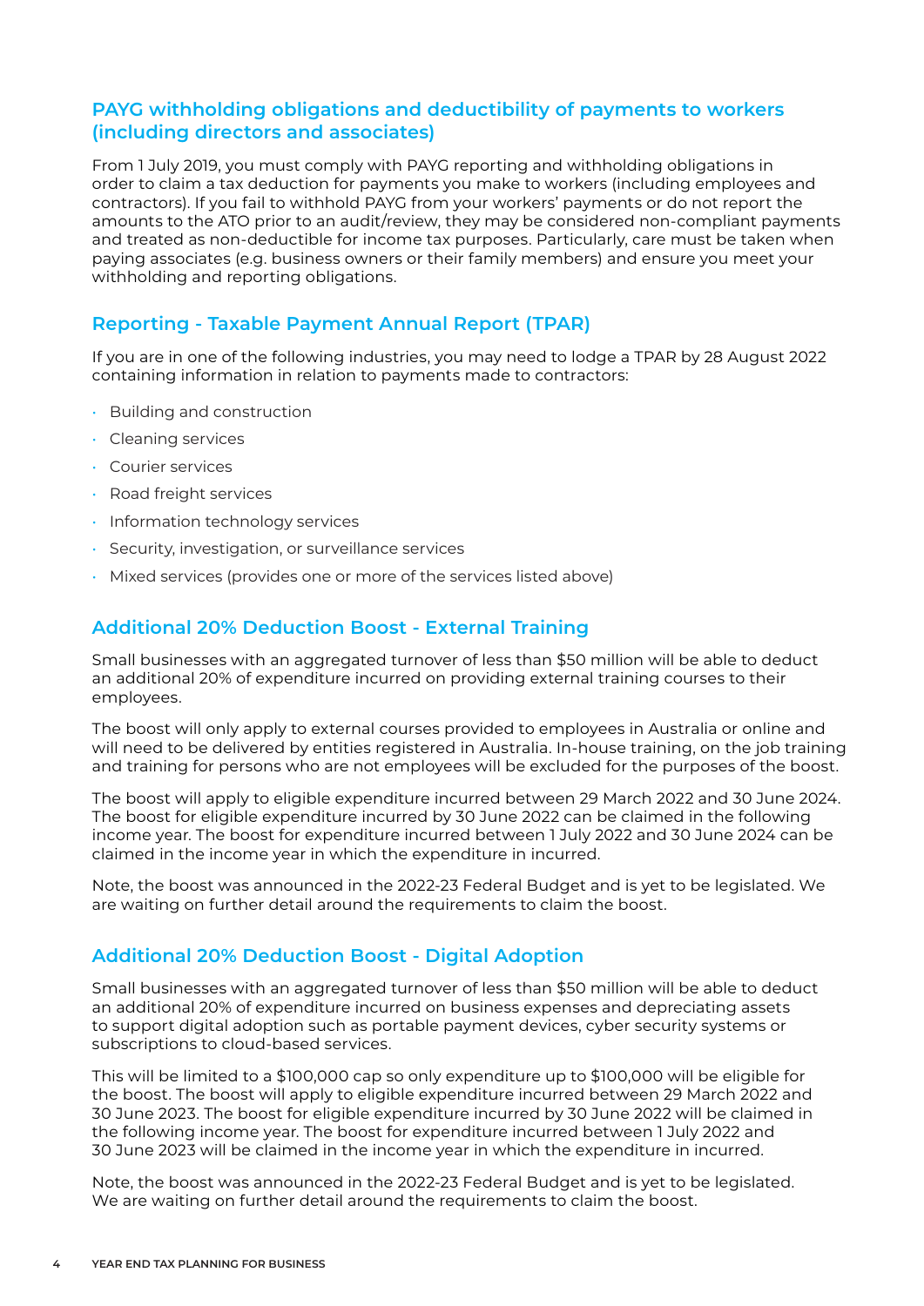## PAYG withholding obligations and deductibility of payments to workers (including directors and associates)

From 1 July 2019, you must comply with PAYG reporting and withholding obligations in order to claim a tax deduction for payments you make to workers (including employees and contractors). If you fail to withhold PAYG from your workers' payments or do not report the amounts to the ATO prior to an audit/review, they may be considered non-compliant payments and treated as non-deductible for income tax purposes. Particularly, care must be taken when paying associates (e.g. business owners or their family members) and ensure you meet your withholding and reporting obligations.

## Reporting - Taxable Payment Annual Report (TPAR)

If you are in one of the following industries, you may need to lodge a TPAR by 28 August 2022 containing information in relation to payments made to contractors:

- Building and construction
- Cleaning services
- Courier services
- Road freight services
- Information technology services
- Security, investigation, or surveillance services
- Mixed services (provides one or more of the services listed above)

## Additional 20% Deduction Boost - External Training

Small businesses with an aggregated turnover of less than $50 million will be able to deduct an additional 20% of expenditure incurred on providing external training courses to their employees.

The boost will only apply to external courses provided to employees in Australia or online and will need to be delivered by entities registered in Australia. In-house training, on the job training and training for persons who are not employees will be excluded for the purposes of the boost.

The boost will apply to eligible expenditure incurred between 29 March 2022 and 30 June 2024. The boost for eligible expenditure incurred by 30 June 2022 can be claimed in the following income year. The boost for expenditure incurred between 1 July 2022 and 30 June 2024 can be claimed in the income year in which the expenditure in incurred.

Note, the boost was announced in the 2022-23 Federal Budget and is yet to be legislated. We are waiting on further detail around the requirements to claim the boost.

## Additional 20% Deduction Boost - Digital Adoption

Small businesses with an aggregated turnover of less than $50 million will be able to deduct an additional 20% of expenditure incurred on business expenses and depreciating assets to support digital adoption such as portable payment devices, cyber security systems or subscriptions to cloud-based services.

This will be limited to a $100,000 cap so only expenditure up to $100,000 will be eligible for the boost. The boost will apply to eligible expenditure incurred between 29 March 2022 and 30 June 2023. The boost for eligible expenditure incurred by 30 June 2022 will be claimed in the following income year. The boost for expenditure incurred between 1 July 2022 and 30 June 2023 will be claimed in the income year in which the expenditure in incurred.

Note, the boost was announced in the 2022-23 Federal Budget and is yet to be legislated. We are waiting on further detail around the requirements to claim the boost.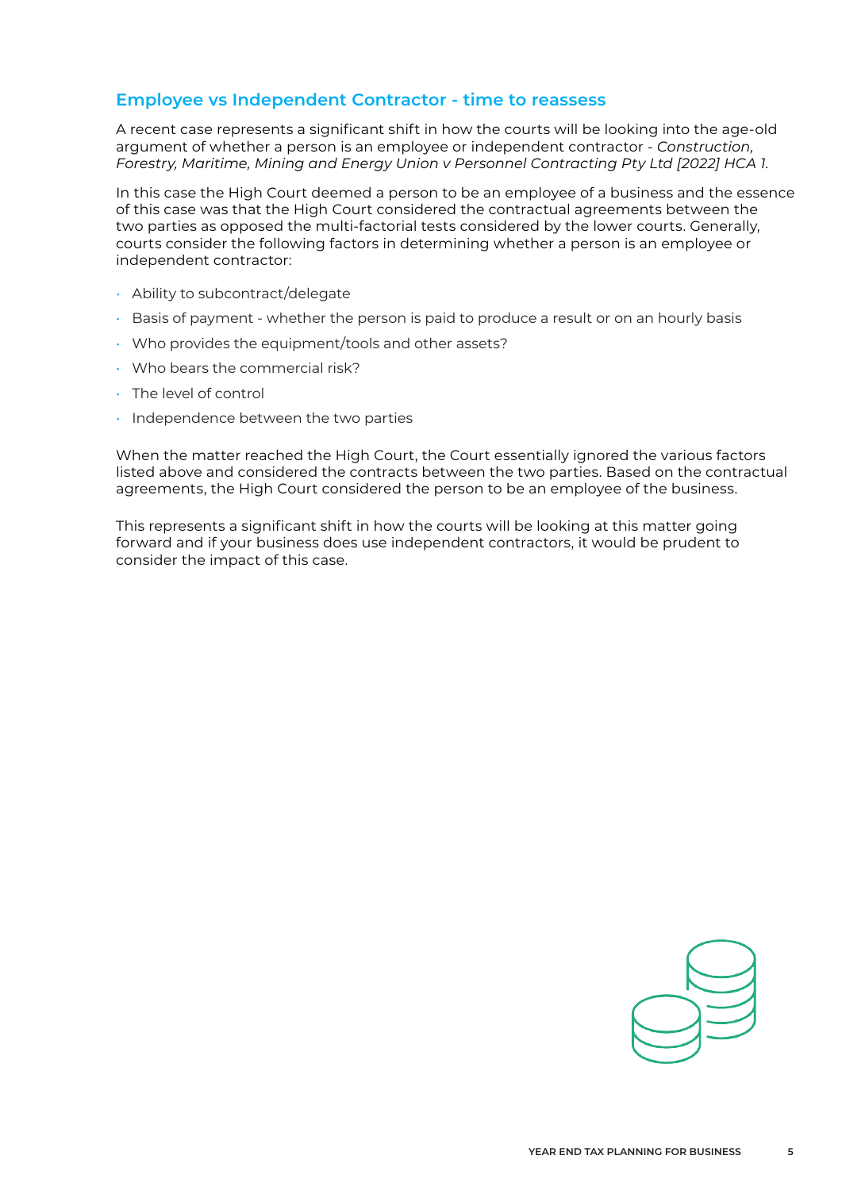## Employee vs Independent Contractor - time to reassess

A recent case represents a significant shift in how the courts will be looking into the age-old argument of whether a person is an employee or independent contractor - *Construction, Forestry, Maritime, Mining and Energy Union v Personnel Contracting Pty Ltd [2022] HCA 1.*

In this case the High Court deemed a person to be an employee of a business and the essence of this case was that the High Court considered the contractual agreements between the two parties as opposed the multi-factorial tests considered by the lower courts. Generally, courts consider the following factors in determining whether a person is an employee or independent contractor:

- Ability to subcontract/delegate
- Basis of payment - whether the person is paid to produce a result or on an hourly basis
- Who provides the equipment/tools and other assets?
- Who bears the commercial risk?
- The level of control
- Independence between the two parties

When the matter reached the High Court, the Court essentially ignored the various factors listed above and considered the contracts between the two parties. Based on the contractual agreements, the High Court considered the person to be an employee of the business.

This represents a significant shift in how the courts will be looking at this matter going forward and if your business does use independent contractors, it would be prudent to consider the impact of this case.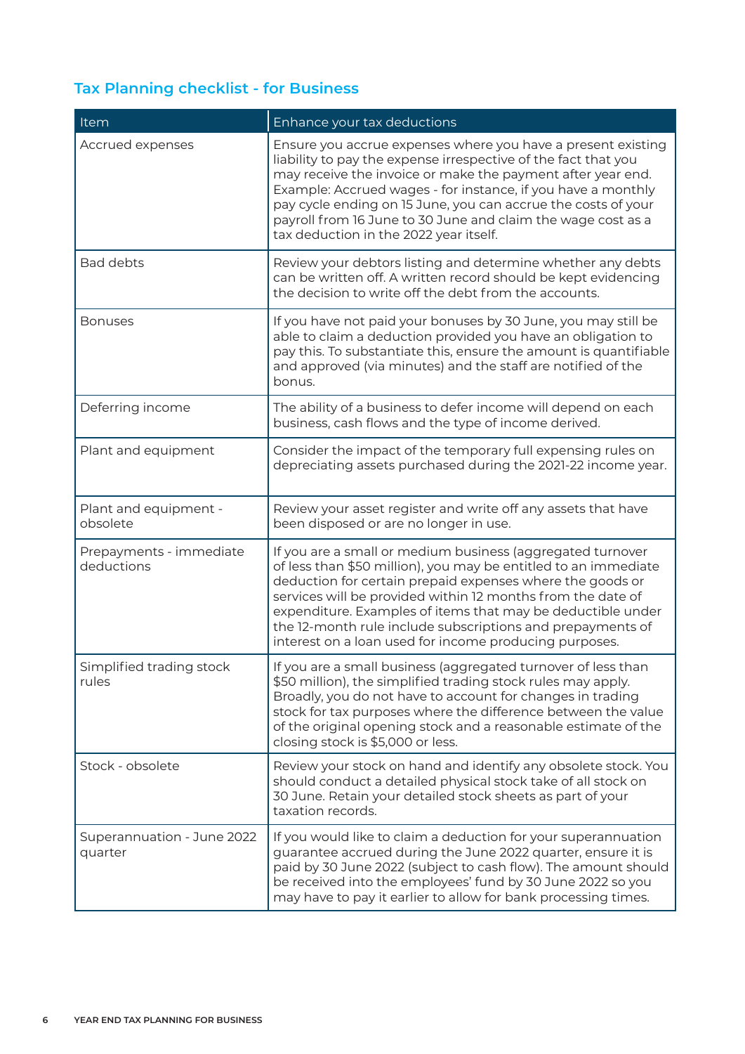## Tax Planning checklist - for Business

| Item | Enhance your tax deductions |
| --- | --- |
| Accrued expenses | Ensure you accrue expenses where you have a present existing liability to pay the expense irrespective of the fact that you may receive the invoice or make the payment after year end. Example: Accrued wages - for instance, if you have a monthly pay cycle ending on 15 June, you can accrue the costs of your payroll from 16 June to 30 June and claim the wage cost as a tax deduction in the 2022 year itself. |
| Bad debts | Review your debtors listing and determine whether any debts can be written off. A written record should be kept evidencing the decision to write off the debt from the accounts. |
| Bonuses | If you have not paid your bonuses by 30 June, you may still be able to claim a deduction provided you have an obligation to pay this. To substantiate this, ensure the amount is quantifiable and approved (via minutes) and the staff are notified of the bonus. |
| Deferring income | The ability of a business to defer income will depend on each business, cash flows and the type of income derived. |
| Plant and equipment | Consider the impact of the temporary full expensing rules on depreciating assets purchased during the 2021-22 income year. |
| Plant and equipment - obsolete | Review your asset register and write off any assets that have been disposed or are no longer in use. |
| Prepayments - immediate deductions | If you are a small or medium business (aggregated turnover of less than $50 million), you may be entitled to an immediate deduction for certain prepaid expenses where the goods or services will be provided within 12 months from the date of expenditure. Examples of items that may be deductible under the 12-month rule include subscriptions and prepayments of interest on a loan used for income producing purposes. |
| Simplified trading stock rules | If you are a small business (aggregated turnover of less than $50 million), the simplified trading stock rules may apply. Broadly, you do not have to account for changes in trading stock for tax purposes where the difference between the value of the original opening stock and a reasonable estimate of the closing stock is $5,000 or less. |
| Stock - obsolete | Review your stock on hand and identify any obsolete stock. You should conduct a detailed physical stock take of all stock on 30 June. Retain your detailed stock sheets as part of your taxation records. |
| Superannuation - June 2022 quarter | If you would like to claim a deduction for your superannuation guarantee accrued during the June 2022 quarter, ensure it is paid by 30 June 2022 (subject to cash flow). The amount should be received into the employees' fund by 30 June 2022 so you may have to pay it earlier to allow for bank processing times. |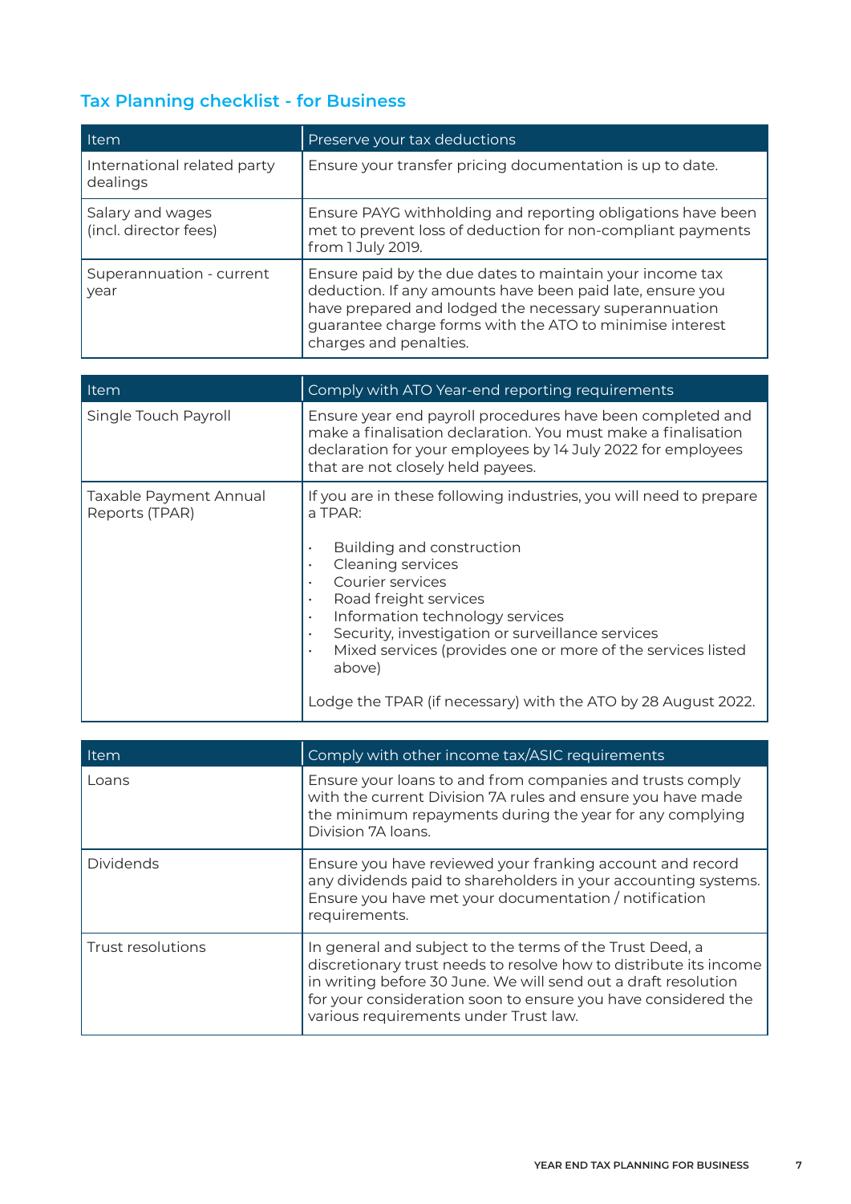## Tax Planning checklist - for Business

| Item | Preserve your tax deductions |
|---|---|
| International related party dealings | Ensure your transfer pricing documentation is up to date. |
| Salary and wages (incl. director fees) | Ensure PAYG withholding and reporting obligations have been met to prevent loss of deduction for non-compliant payments from 1 July 2019. |
| Superannuation - current year | Ensure paid by the due dates to maintain your income tax deduction. If any amounts have been paid late, ensure you have prepared and lodged the necessary superannuation guarantee charge forms with the ATO to minimise interest charges and penalties. |

| Item | Comply with ATO Year-end reporting requirements |
|---|---|
| Single Touch Payroll | Ensure year end payroll procedures have been completed and make a finalisation declaration. You must make a finalisation declaration for your employees by 14 July 2022 for employees that are not closely held payees. |
| Taxable Payment Annual Reports (TPAR) | If you are in these following industries, you will need to prepare a TPAR:<br><br>• Building and construction<br>• Cleaning services<br>• Courier services<br>• Road freight services<br>• Information technology services<br>• Security, investigation or surveillance services<br>• Mixed services (provides one or more of the services listed above)<br><br>Lodge the TPAR (if necessary) with the ATO by 28 August 2022. |

| Item | Comply with other income tax/ASIC requirements |
|---|---|
| Loans | Ensure your loans to and from companies and trusts comply with the current Division 7A rules and ensure you have made the minimum repayments during the year for any complying Division 7A loans. |
| Dividends | Ensure you have reviewed your franking account and record any dividends paid to shareholders in your accounting systems. Ensure you have met your documentation / notification requirements. |
| Trust resolutions | In general and subject to the terms of the Trust Deed, a discretionary trust needs to resolve how to distribute its income in writing before 30 June. We will send out a draft resolution for your consideration soon to ensure you have considered the various requirements under Trust law. |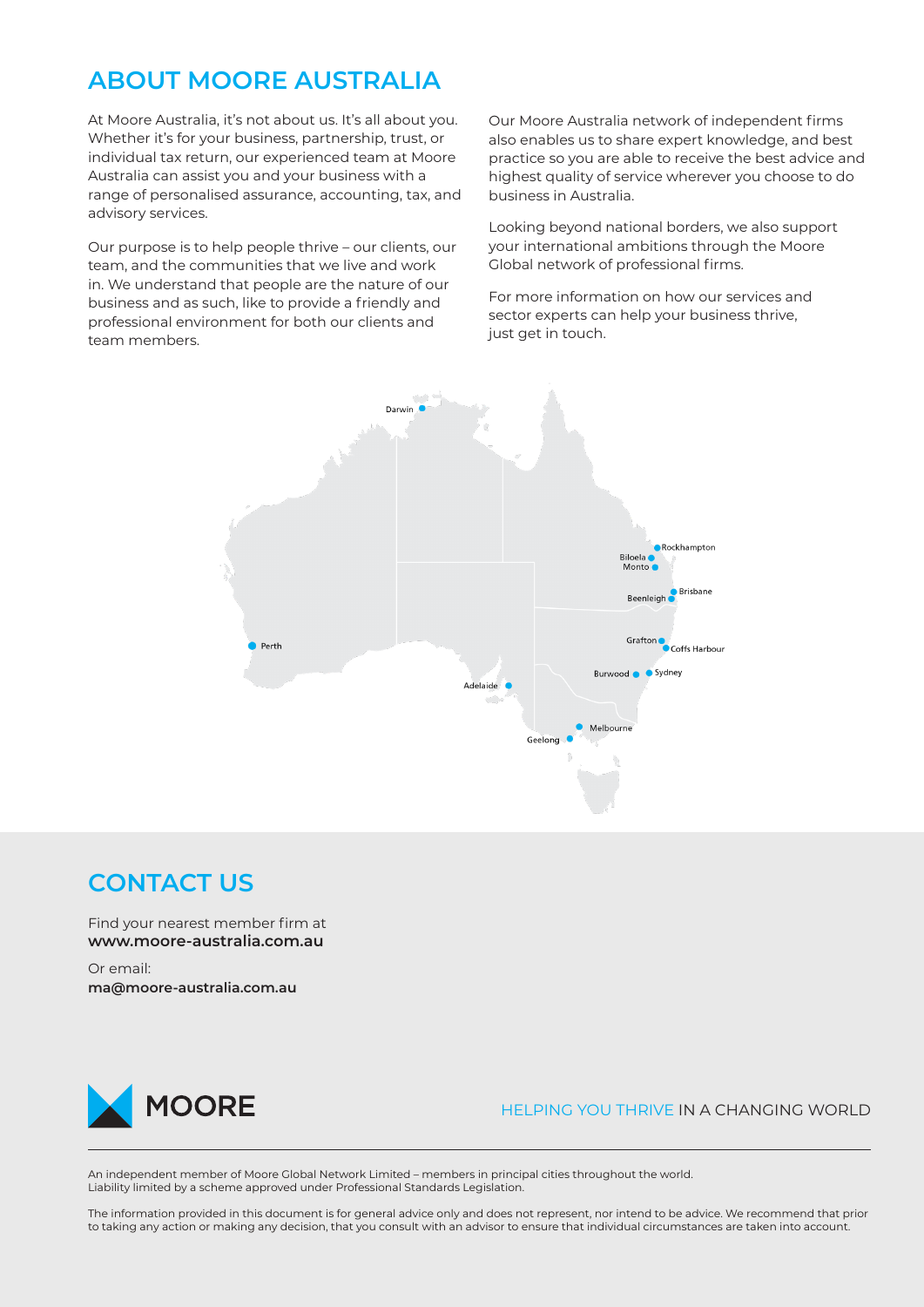## ABOUT MOORE AUSTRALIA

At Moore Australia, it's not about us. It's all about you. Whether it's for your business, partnership, trust, or individual tax return, our experienced team at Moore Australia can assist you and your business with a range of personalised assurance, accounting, tax, and advisory services.

Our purpose is to help people thrive – our clients, our team, and the communities that we live and work in. We understand that people are the nature of our business and as such, like to provide a friendly and professional environment for both our clients and team members.

Our Moore Australia network of independent firms also enables us to share expert knowledge, and best practice so you are able to receive the best advice and highest quality of service wherever you choose to do business in Australia.

Looking beyond national borders, we also support your international ambitions through the Moore Global network of professional firms.

For more information on how our services and sector experts can help your business thrive, just get in touch.

Darwin
Rockhampton
Biloela
Monto
Brisbane
Beenleigh
Perth
Grafton
Coffs Harbour
Burwood
Sydney
Adelaide
Melbourne
Geelong

## CONTACT US

Find your nearest member firm at
**www.moore-australia.com.au**

Or email:
**ma@moore-australia.com.au**

MOORE

HELPING YOU THRIVE IN A CHANGING WORLD

An independent member of Moore Global Network Limited – members in principal cities throughout the world.
Liability limited by a scheme approved under Professional Standards Legislation.

The information provided in this document is for general advice only and does not represent, nor intend to be advice. We recommend that prior to taking any action or making any decision, that you consult with an advisor to ensure that individual circumstances are taken into account.